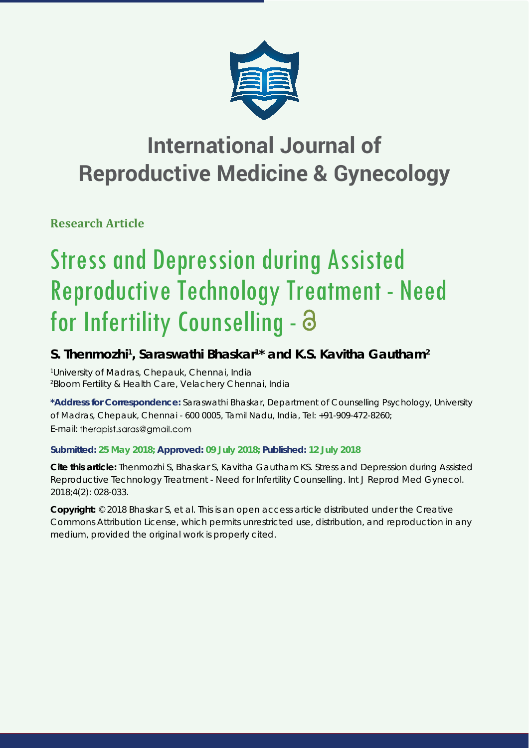# International Journal of Reproductive Medicine & Gynecology

**Research Article**

# Stress and Depression during Assisted Reproductive Technology Treatment - Need for Infertility Counselling

**S. Thenmozhi[1], Saraswathi Bhaskar[1]* and K.S. Kavitha Gautham[2]**

[1]University of Madras, Chepauk, Chennai, India
[2]Bloom Fertility & Health Care, Velachery Chennai, India

**\*Address for Correspondence:** Saraswathi Bhaskar, Department of Counselling Psychology, University of Madras, Chepauk, Chennai - 600 0005, Tamil Nadu, India, Tel: +91-909-472-8260; E-mail: therapist.saras@gmail.com

**Submitted: 25 May 2018; Approved: 09 July 2018; Published: 12 July 2018**

**Cite this article:** Thenmozhi S, Bhaskar S, Kavitha Gautham KS. Stress and Depression during Assisted Reproductive Technology Treatment - Need for Infertility Counselling. Int J Reprod Med Gynecol. 2018;4(2): 028-033.

**Copyright:** © 2018 Bhaskar S, et al. This is an open access article distributed under the Creative Commons Attribution License, which permits unrestricted use, distribution, and reproduction in any medium, provided the original work is properly cited.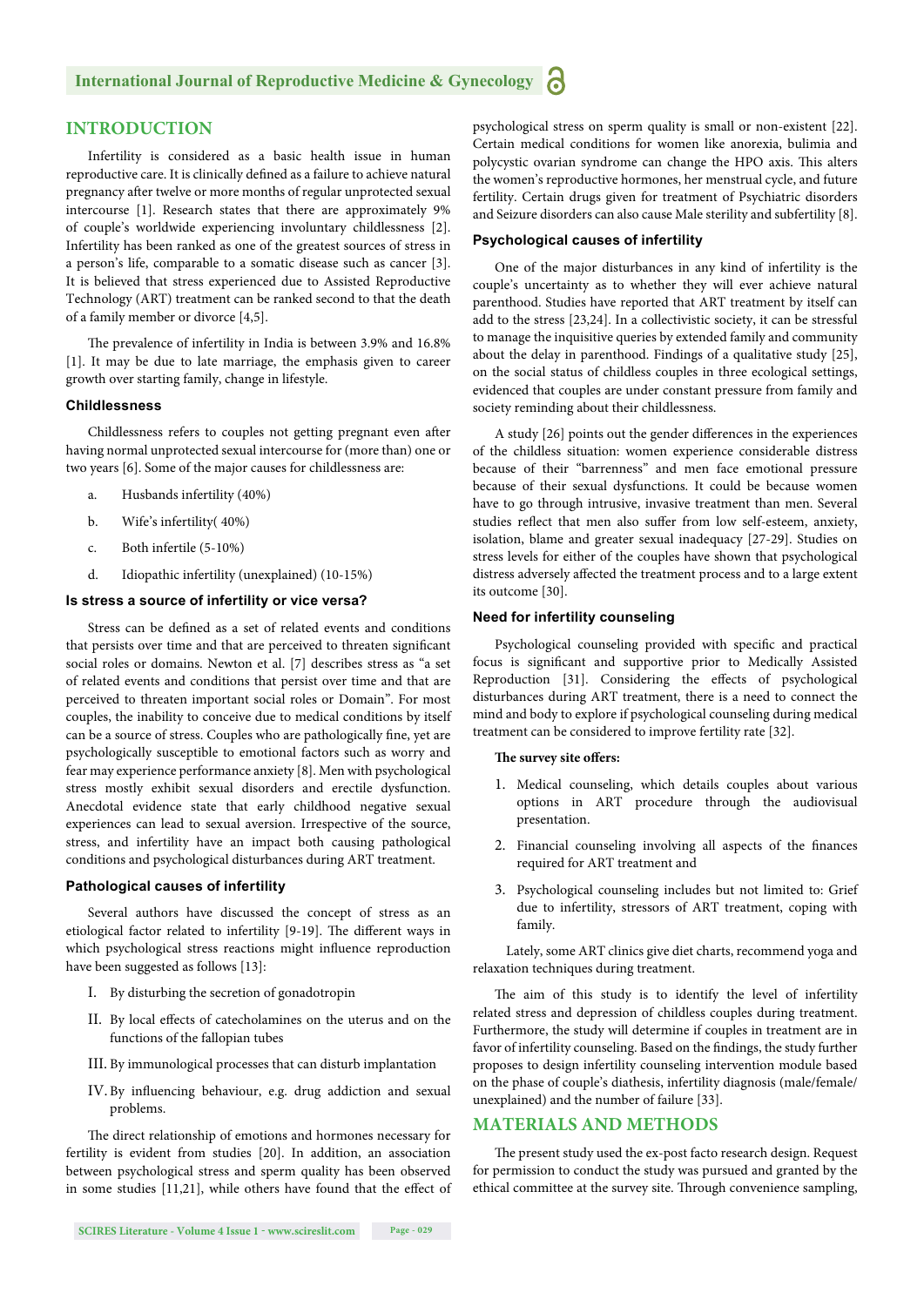## INTRODUCTION

Infertility is considered as a basic health issue in human reproductive care. It is clinically defined as a failure to achieve natural pregnancy after twelve or more months of regular unprotected sexual intercourse [1]. Research states that there are approximately 9% of couple's worldwide experiencing involuntary childlessness [2]. Infertility has been ranked as one of the greatest sources of stress in a person's life, comparable to a somatic disease such as cancer [3]. It is believed that stress experienced due to Assisted Reproductive Technology (ART) treatment can be ranked second to that the death of a family member or divorce [4,5].

The prevalence of infertility in India is between 3.9% and 16.8% [1]. It may be due to late marriage, the emphasis given to career growth over starting family, change in lifestyle.

### Childlessness

Childlessness refers to couples not getting pregnant even after having normal unprotected sexual intercourse for (more than) one or two years [6]. Some of the major causes for childlessness are:

a. Husbands infertility (40%)

b. Wife's infertility( 40%)

c. Both infertile (5-10%)

d. Idiopathic infertility (unexplained) (10-15%)

### Is stress a source of infertility or vice versa?

Stress can be defined as a set of related events and conditions that persists over time and that are perceived to threaten significant social roles or domains. Newton et al. [7] describes stress as "a set of related events and conditions that persist over time and that are perceived to threaten important social roles or Domain". For most couples, the inability to conceive due to medical conditions by itself can be a source of stress. Couples who are pathologically fine, yet are psychologically susceptible to emotional factors such as worry and fear may experience performance anxiety [8]. Men with psychological stress mostly exhibit sexual disorders and erectile dysfunction. Anecdotal evidence state that early childhood negative sexual experiences can lead to sexual aversion. Irrespective of the source, stress, and infertility have an impact both causing pathological conditions and psychological disturbances during ART treatment.

### Pathological causes of infertility

Several authors have discussed the concept of stress as an etiological factor related to infertility [9-19]. The different ways in which psychological stress reactions might influence reproduction have been suggested as follows [13]:

I. By disturbing the secretion of gonadotropin

II. By local effects of catecholamines on the uterus and on the functions of the fallopian tubes

III. By immunological processes that can disturb implantation

IV. By influencing behaviour, e.g. drug addiction and sexual problems.

The direct relationship of emotions and hormones necessary for fertility is evident from studies [20]. In addition, an association between psychological stress and sperm quality has been observed in some studies [11,21], while others have found that the effect of psychological stress on sperm quality is small or non-existent [22]. Certain medical conditions for women like anorexia, bulimia and polycystic ovarian syndrome can change the HPO axis. This alters the women's reproductive hormones, her menstrual cycle, and future fertility. Certain drugs given for treatment of Psychiatric disorders and Seizure disorders can also cause Male sterility and subfertility [8].

### Psychological causes of infertility

One of the major disturbances in any kind of infertility is the couple's uncertainty as to whether they will ever achieve natural parenthood. Studies have reported that ART treatment by itself can add to the stress [23,24]. In a collectivistic society, it can be stressful to manage the inquisitive queries by extended family and community about the delay in parenthood. Findings of a qualitative study [25], on the social status of childless couples in three ecological settings, evidenced that couples are under constant pressure from family and society reminding about their childlessness.

A study [26] points out the gender differences in the experiences of the childless situation: women experience considerable distress because of their "barrenness" and men face emotional pressure because of their sexual dysfunctions. It could be because women have to go through intrusive, invasive treatment than men. Several studies reflect that men also suffer from low self-esteem, anxiety, isolation, blame and greater sexual inadequacy [27-29]. Studies on stress levels for either of the couples have shown that psychological distress adversely affected the treatment process and to a large extent its outcome [30].

### Need for infertility counseling

Psychological counseling provided with specific and practical focus is significant and supportive prior to Medically Assisted Reproduction [31]. Considering the effects of psychological disturbances during ART treatment, there is a need to connect the mind and body to explore if psychological counseling during medical treatment can be considered to improve fertility rate [32].

**The survey site offers:**

1. Medical counseling, which details couples about various options in ART procedure through the audiovisual presentation.

2. Financial counseling involving all aspects of the finances required for ART treatment and

3. Psychological counseling includes but not limited to: Grief due to infertility, stressors of ART treatment, coping with family.

Lately, some ART clinics give diet charts, recommend yoga and relaxation techniques during treatment.

The aim of this study is to identify the level of infertility related stress and depression of childless couples during treatment. Furthermore, the study will determine if couples in treatment are in favor of infertility counseling. Based on the findings, the study further proposes to design infertility counseling intervention module based on the phase of couple's diathesis, infertility diagnosis (male/female/unexplained) and the number of failure [33].

## MATERIALS AND METHODS

The present study used the ex-post facto research design. Request for permission to conduct the study was pursued and granted by the ethical committee at the survey site. Through convenience sampling,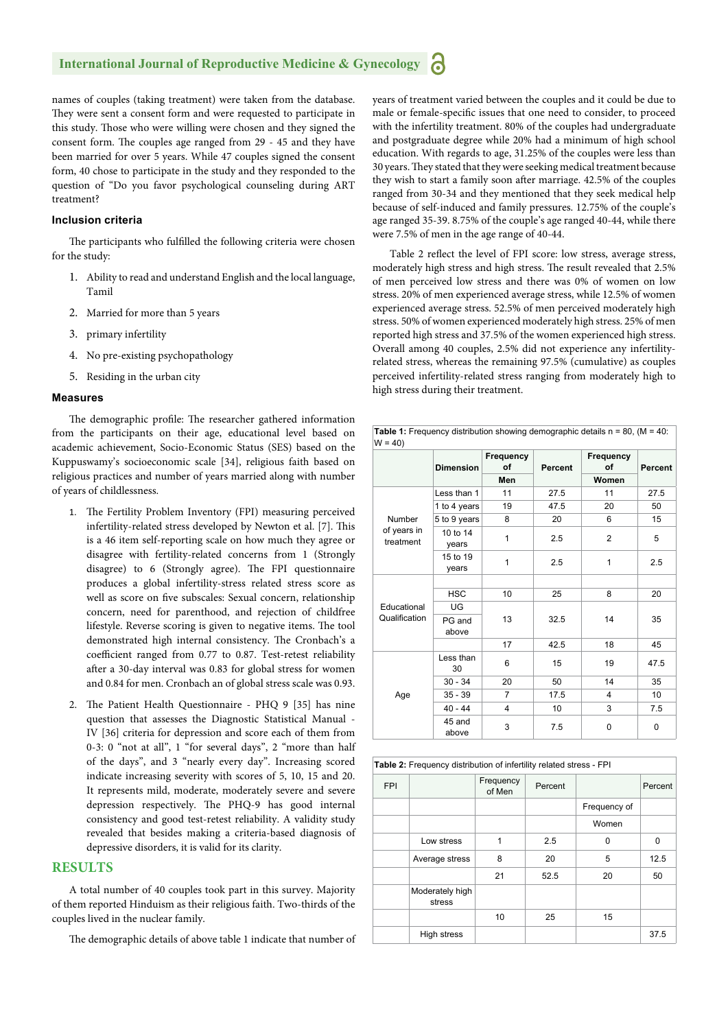names of couples (taking treatment) were taken from the database. They were sent a consent form and were requested to participate in this study. Those who were willing were chosen and they signed the consent form. The couples age ranged from 29 - 45 and they have been married for over 5 years. While 47 couples signed the consent form, 40 chose to participate in the study and they responded to the question of "Do you favor psychological counseling during ART treatment?

### Inclusion criteria

The participants who fulfilled the following criteria were chosen for the study:

1. Ability to read and understand English and the local language, Tamil
2. Married for more than 5 years
3. primary infertility
4. No pre-existing psychopathology
5. Residing in the urban city

### Measures

The demographic profile: The researcher gathered information from the participants on their age, educational level based on academic achievement, Socio-Economic Status (SES) based on the Kuppuswamy's socioeconomic scale [34], religious faith based on religious practices and number of years married along with number of years of childlessness.

1. The Fertility Problem Inventory (FPI) measuring perceived infertility-related stress developed by Newton et al. [7]. This is a 46 item self-reporting scale on how much they agree or disagree with fertility-related concerns from 1 (Strongly disagree) to 6 (Strongly agree). The FPI questionnaire produces a global infertility-stress related stress score as well as score on five subscales: Sexual concern, relationship concern, need for parenthood, and rejection of childfree lifestyle. Reverse scoring is given to negative items. The tool demonstrated high internal consistency. The Cronbach's a coefficient ranged from 0.77 to 0.87. Test-retest reliability after a 30-day interval was 0.83 for global stress for women and 0.84 for men. Cronbach an of global stress scale was 0.93.
2. The Patient Health Questionnaire - PHQ 9 [35] has nine question that assesses the Diagnostic Statistical Manual - IV [36] criteria for depression and score each of them from 0-3: 0 "not at all", 1 "for several days", 2 "more than half of the days", and 3 "nearly every day". Increasing scored indicate increasing severity with scores of 5, 10, 15 and 20. It represents mild, moderate, moderately severe and severe depression respectively. The PHQ-9 has good internal consistency and good test-retest reliability. A validity study revealed that besides making a criteria-based diagnosis of depressive disorders, it is valid for its clarity.

## RESULTS

A total number of 40 couples took part in this survey. Majority of them reported Hinduism as their religious faith. Two-thirds of the couples lived in the nuclear family.

The demographic details of above table 1 indicate that number of years of treatment varied between the couples and it could be due to male or female-specific issues that one need to consider, to proceed with the infertility treatment. 80% of the couples had undergraduate and postgraduate degree while 20% had a minimum of high school education. With regards to age, 31.25% of the couples were less than 30 years. They stated that they were seeking medical treatment because they wish to start a family soon after marriage. 42.5% of the couples ranged from 30-34 and they mentioned that they seek medical help because of self-induced and family pressures. 12.75% of the couple's age ranged 35-39. 8.75% of the couple's age ranged 40-44, while there were 7.5% of men in the age range of 40-44.

Table 2 reflect the level of FPI score: low stress, average stress, moderately high stress and high stress. The result revealed that 2.5% of men perceived low stress and there was 0% of women on low stress. 20% of men experienced average stress, while 12.5% of women experienced average stress. 52.5% of men perceived moderately high stress. 50% of women experienced moderately high stress. 25% of men reported high stress and 37.5% of the women experienced high stress. Overall among 40 couples, 2.5% did not experience any infertility-related stress, whereas the remaining 97.5% (cumulative) as couples perceived infertility-related stress ranging from moderately high to high stress during their treatment.

**Table 1:** Frequency distribution showing demographic details n = 80, (M = 40: W = 40)

| | Dimension | Frequency of Men | Percent | Frequency of Women | Percent |
|---|---|---|---|---|---|
| Number of years in treatment | Less than 1 | 11 | 27.5 | 11 | 27.5 |
| | 1 to 4 years | 19 | 47.5 | 20 | 50 |
| | 5 to 9 years | 8 | 20 | 6 | 15 |
| | 10 to 14 years | 1 | 2.5 | 2 | 5 |
| | 15 to 19 years | 1 | 2.5 | 1 | 2.5 |
| | | | | | |
| Educational Qualification | HSC | 10 | 25 | 8 | 20 |
| | UG | | | | |
| | PG and above | 13 | 32.5 | 14 | 35 |
| | | 17 | 42.5 | 18 | 45 |
| Age | Less than 30 | 6 | 15 | 19 | 47.5 |
| | 30 - 34 | 20 | 50 | 14 | 35 |
| | 35 - 39 | 7 | 17.5 | 4 | 10 |
| | 40 - 44 | 4 | 10 | 3 | 7.5 |
| | 45 and above | 3 | 7.5 | 0 | 0 |

**Table 2:** Frequency distribution of infertility related stress - FPI

| FPI | | Frequency of Men | Percent | | Percent |
|---|---|---|---|---|---|
| | | | | Frequency of | |
| | | | | Women | |
| | Low stress | 1 | 2.5 | 0 | 0 |
| | Average stress | 8 | 20 | 5 | 12.5 |
| | | 21 | 52.5 | 20 | 50 |
| | Moderately high stress | | | | |
| | | 10 | 25 | 15 | |
| | High stress | | | | 37.5 |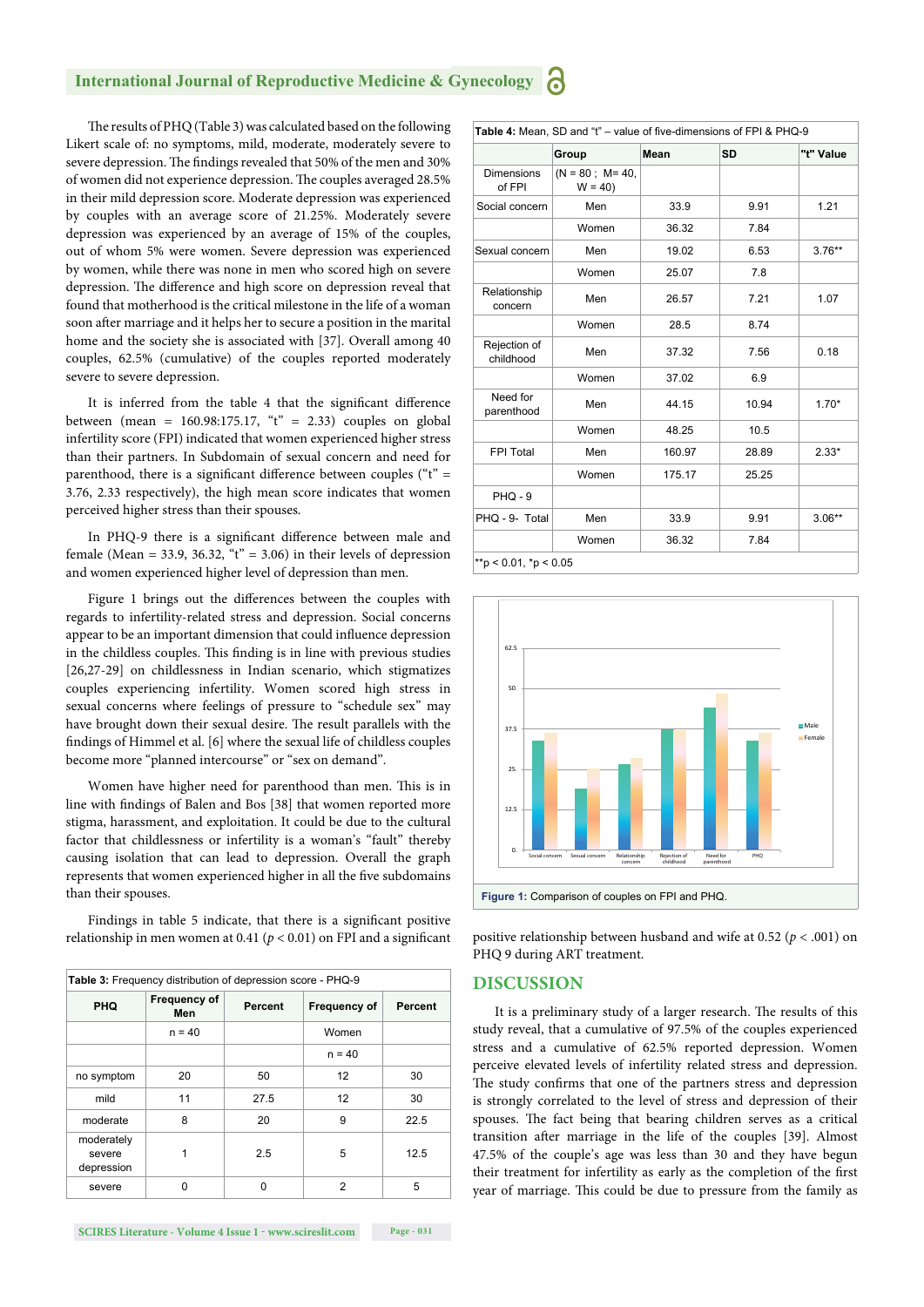The results of PHQ (Table 3) was calculated based on the following Likert scale of: no symptoms, mild, moderate, moderately severe to severe depression. The findings revealed that 50% of the men and 30% of women did not experience depression. The couples averaged 28.5% in their mild depression score. Moderate depression was experienced by couples with an average score of 21.25%. Moderately severe depression was experienced by an average of 15% of the couples, out of whom 5% were women. Severe depression was experienced by women, while there was none in men who scored high on severe depression. The difference and high score on depression reveal that found that motherhood is the critical milestone in the life of a woman soon after marriage and it helps her to secure a position in the marital home and the society she is associated with [37]. Overall among 40 couples, 62.5% (cumulative) of the couples reported moderately severe to severe depression.

It is inferred from the table 4 that the significant difference between (mean = 160.98:175.17, "t" = 2.33) couples on global infertility score (FPI) indicated that women experienced higher stress than their partners. In Subdomain of sexual concern and need for parenthood, there is a significant difference between couples ("t" = 3.76, 2.33 respectively), the high mean score indicates that women perceived higher stress than their spouses.

In PHQ-9 there is a significant difference between male and female (Mean = 33.9, 36.32, "t" = 3.06) in their levels of depression and women experienced higher level of depression than men.

Figure 1 brings out the differences between the couples with regards to infertility-related stress and depression. Social concerns appear to be an important dimension that could influence depression in the childless couples. This finding is in line with previous studies [26,27-29] on childlessness in Indian scenario, which stigmatizes couples experiencing infertility. Women scored high stress in sexual concerns where feelings of pressure to "schedule sex" may have brought down their sexual desire. The result parallels with the findings of Himmel et al. [6] where the sexual life of childless couples become more "planned intercourse" or "sex on demand".

Women have higher need for parenthood than men. This is in line with findings of Balen and Bos [38] that women reported more stigma, harassment, and exploitation. It could be due to the cultural factor that childlessness or infertility is a woman's "fault" thereby causing isolation that can lead to depression. Overall the graph represents that women experienced higher in all the five subdomains than their spouses.

Findings in table 5 indicate, that there is a significant positive relationship in men women at 0.41 ($p < 0.01$) on FPI and a significant positive relationship between husband and wife at 0.52 ($p < .001$) on PHQ 9 during ART treatment.

**Table 3:** Frequency distribution of depression score - PHQ-9

| PHQ | Frequency of Men | Percent | Frequency of | Percent |
|---|---|---|---|---|
| | n = 40 | | Women | |
| | | | n = 40 | |
| no symptom | 20 | 50 | 12 | 30 |
| mild | 11 | 27.5 | 12 | 30 |
| moderate | 8 | 20 | 9 | 22.5 |
| moderately severe depression | 1 | 2.5 | 5 | 12.5 |
| severe | 0 | 0 | 2 | 5 |

**Table 4:** Mean, SD and "t" – value of five-dimensions of FPI & PHQ-9

| | Group | Mean | SD | "t" Value |
|---|---|---|---|---|
| Dimensions of FPI | (N = 80 ; M= 40, W = 40) | | | |
| Social concern | Men | 33.9 | 9.91 | 1.21 |
| | Women | 36.32 | 7.84 | |
| Sexual concern | Men | 19.02 | 6.53 | 3.76** |
| | Women | 25.07 | 7.8 | |
| Relationship concern | Men | 26.57 | 7.21 | 1.07 |
| | Women | 28.5 | 8.74 | |
| Rejection of childhood | Men | 37.32 | 7.56 | 0.18 |
| | Women | 37.02 | 6.9 | |
| Need for parenthood | Men | 44.15 | 10.94 | 1.70* |
| | Women | 48.25 | 10.5 | |
| FPI Total | Men | 160.97 | 28.89 | 2.33* |
| | Women | 175.17 | 25.25 | |
| PHQ - 9 | | | | |
| PHQ - 9- Total | Men | 33.9 | 9.91 | 3.06** |
| | Women | 36.32 | 7.84 | |

**$p < 0.01$, *$p < 0.05$

**Figure 1:** Comparison of couples on FPI and PHQ.

## DISCUSSION

It is a preliminary study of a larger research. The results of this study reveal, that a cumulative of 97.5% of the couples experienced stress and a cumulative of 62.5% reported depression. Women perceive elevated levels of infertility related stress and depression. The study confirms that one of the partners stress and depression is strongly correlated to the level of stress and depression of their spouses. The fact being that bearing children serves as a critical transition after marriage in the life of the couples [39]. Almost 47.5% of the couple's age was less than 30 and they have begun their treatment for infertility as early as the completion of the first year of marriage. This could be due to pressure from the family as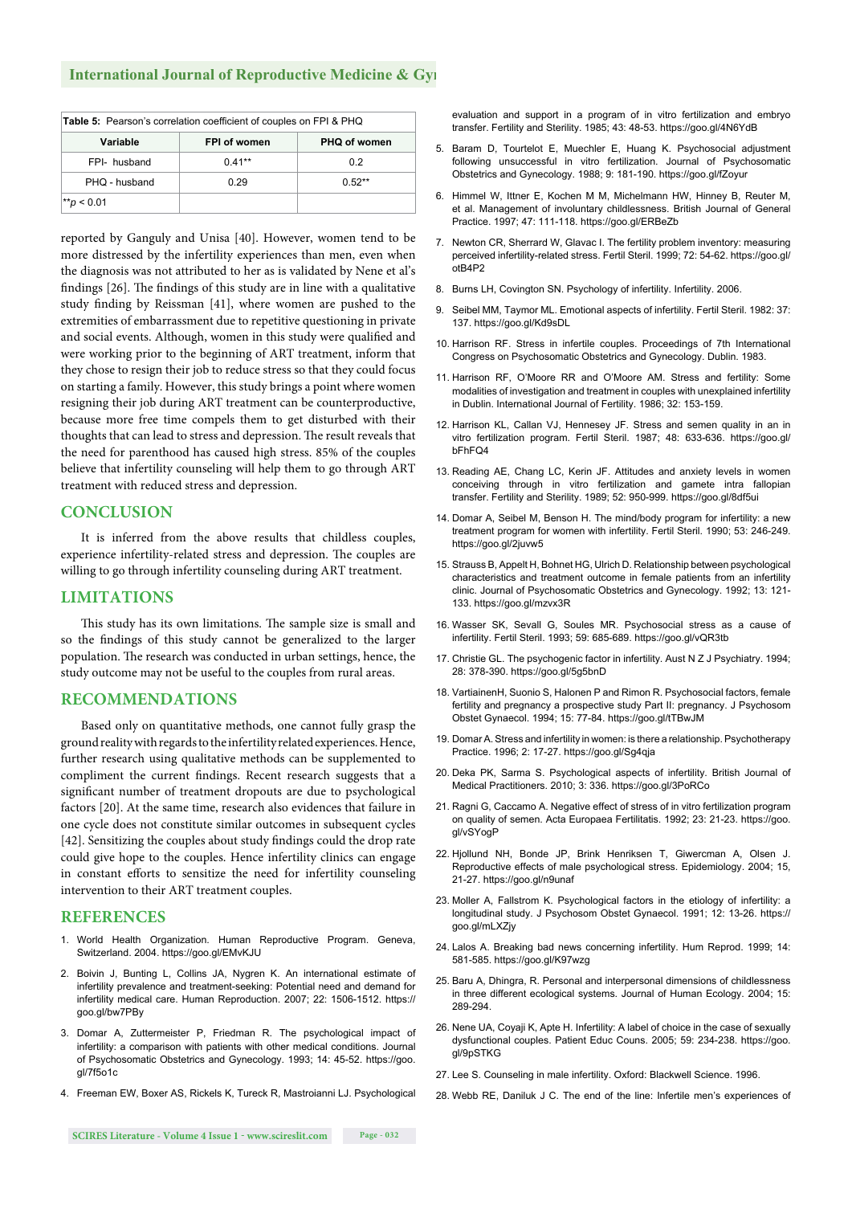**Table 5:** Pearson's correlation coefficient of couples on FPI & PHQ

| Variable | FPI of women | PHQ of women |
|---|---|---|
| FPI- husband | 0.41** | 0.2 |
| PHQ - husband | 0.29 | 0.52** |
| **$p < 0.01$ | | |

reported by Ganguly and Unisa [40]. However, women tend to be more distressed by the infertility experiences than men, even when the diagnosis was not attributed to her as is validated by Nene et al's findings [26]. The findings of this study are in line with a qualitative study finding by Reissman [41], where women are pushed to the extremities of embarrassment due to repetitive questioning in private and social events. Although, women in this study were qualified and were working prior to the beginning of ART treatment, inform that they chose to resign their job to reduce stress so that they could focus on starting a family. However, this study brings a point where women resigning their job during ART treatment can be counterproductive, because more free time compels them to get disturbed with their thoughts that can lead to stress and depression. The result reveals that the need for parenthood has caused high stress. 85% of the couples believe that infertility counseling will help them to go through ART treatment with reduced stress and depression.

## CONCLUSION

It is inferred from the above results that childless couples, experience infertility-related stress and depression. The couples are willing to go through infertility counseling during ART treatment.

## LIMITATIONS

This study has its own limitations. The sample size is small and so the findings of this study cannot be generalized to the larger population. The research was conducted in urban settings, hence, the study outcome may not be useful to the couples from rural areas.

## RECOMMENDATIONS

Based only on quantitative methods, one cannot fully grasp the ground reality with regards to the infertility related experiences. Hence, further research using qualitative methods can be supplemented to compliment the current findings. Recent research suggests that a significant number of treatment dropouts are due to psychological factors [20]. At the same time, research also evidences that failure in one cycle does not constitute similar outcomes in subsequent cycles [42]. Sensitizing the couples about study findings could the drop rate could give hope to the couples. Hence infertility clinics can engage in constant efforts to sensitize the need for infertility counseling intervention to their ART treatment couples.

## REFERENCES

1. World Health Organization. Human Reproductive Program. Geneva, Switzerland. 2004. https://goo.gl/EMvKJU
2. Boivin J, Bunting L, Collins JA, Nygren K. An international estimate of infertility prevalence and treatment-seeking: Potential need and demand for infertility medical care. Human Reproduction. 2007; 22: 1506-1512. https://goo.gl/bw7PBy
3. Domar A, Zuttermeister P, Friedman R. The psychological impact of infertility: a comparison with patients with other medical conditions. Journal of Psychosomatic Obstetrics and Gynecology. 1993; 14: 45-52. https://goo.gl/7f5o1c
4. Freeman EW, Boxer AS, Rickels K, Tureck R, Mastroianni LJ. Psychological evaluation and support in a program of in vitro fertilization and embryo transfer. Fertility and Sterility. 1985; 43: 48-53. https://goo.gl/4N6YdB
5. Baram D, Tourtelot E, Muechler E, Huang K. Psychosocial adjustment following unsuccessful in vitro fertilization. Journal of Psychosomatic Obstetrics and Gynecology. 1988; 9: 181-190. https://goo.gl/fZoyur
6. Himmel W, Ittner E, Kochen M M, Michelmann HW, Hinney B, Reuter M, et al. Management of involuntary childlessness. British Journal of General Practice. 1997; 47: 111-118. https://goo.gl/ERBeZb
7. Newton CR, Sherrard W, Glavac I. The fertility problem inventory: measuring perceived infertility-related stress. Fertil Steril. 1999; 72: 54-62. https://goo.gl/otB4P2
8. Burns LH, Covington SN. Psychology of infertility. Infertility. 2006.
9. Seibel MM, Taymor ML. Emotional aspects of infertility. Fertil Steril. 1982: 37: 137. https://goo.gl/Kd9sDL
10. Harrison RF. Stress in infertile couples. Proceedings of 7th International Congress on Psychosomatic Obstetrics and Gynecology. Dublin. 1983.
11. Harrison RF, O'Moore RR and O'Moore AM. Stress and fertility: Some modalities of investigation and treatment in couples with unexplained infertility in Dublin. International Journal of Fertility. 1986; 32: 153-159.
12. Harrison KL, Callan VJ, Hennesey JF. Stress and semen quality in an in vitro fertilization program. Fertil Steril. 1987; 48: 633-636. https://goo.gl/bFhFQ4
13. Reading AE, Chang LC, Kerin JF. Attitudes and anxiety levels in women conceiving through in vitro fertilization and gamete intra fallopian transfer. Fertility and Sterility. 1989; 52: 950-999. https://goo.gl/8df5ui
14. Domar A, Seibel M, Benson H. The mind/body program for infertility: a new treatment program for women with infertility. Fertil Steril. 1990; 53: 246-249. https://goo.gl/2juvw5
15. Strauss B, Appelt H, Bohnet HG, Ulrich D. Relationship between psychological characteristics and treatment outcome in female patients from an infertility clinic. Journal of Psychosomatic Obstetrics and Gynecology. 1992; 13: 121-133. https://goo.gl/mzvx3R
16. Wasser SK, Sevall G, Soules MR. Psychosocial stress as a cause of infertility. Fertil Steril. 1993; 59: 685-689. https://goo.gl/vQR3tb
17. Christie GL. The psychogenic factor in infertility. Aust N Z J Psychiatry. 1994; 28: 378-390. https://goo.gl/5g5bnD
18. VartiainenH, Suonio S, Halonen P and Rimon R. Psychosocial factors, female fertility and pregnancy a prospective study Part II: pregnancy. J Psychosom Obstet Gynaecol. 1994; 15: 77-84. https://goo.gl/tTBwJM
19. Domar A. Stress and infertility in women: is there a relationship. Psychotherapy Practice. 1996; 2: 17-27. https://goo.gl/Sg4qja
20. Deka PK, Sarma S. Psychological aspects of infertility. British Journal of Medical Practitioners. 2010; 3: 336. https://goo.gl/3PoRCo
21. Ragni G, Caccamo A. Negative effect of stress of in vitro fertilization program on quality of semen. Acta Europaea Fertilitatis. 1992; 23: 21-23. https://goo.gl/vSYogP
22. Hjollund NH, Bonde JP, Brink Henriksen T, Giwercman A, Olsen J. Reproductive effects of male psychological stress. Epidemiology. 2004; 15, 21-27. https://goo.gl/n9unaf
23. Moller A, Fallstrom K. Psychological factors in the etiology of infertility: a longitudinal study. J Psychosom Obstet Gynaecol. 1991; 12: 13-26. https://goo.gl/mLXZjy
24. Lalos A. Breaking bad news concerning infertility. Hum Reprod. 1999; 14: 581-585. https://goo.gl/K97wzg
25. Baru A, Dhingra, R. Personal and interpersonal dimensions of childlessness in three different ecological systems. Journal of Human Ecology. 2004; 15: 289-294.
26. Nene UA, Coyaji K, Apte H. Infertility: A label of choice in the case of sexually dysfunctional couples. Patient Educ Couns. 2005; 59: 234-238. https://goo.gl/9pSTKG
27. Lee S. Counseling in male infertility. Oxford: Blackwell Science. 1996.
28. Webb RE, Daniluk J C. The end of the line: Infertile men's experiences of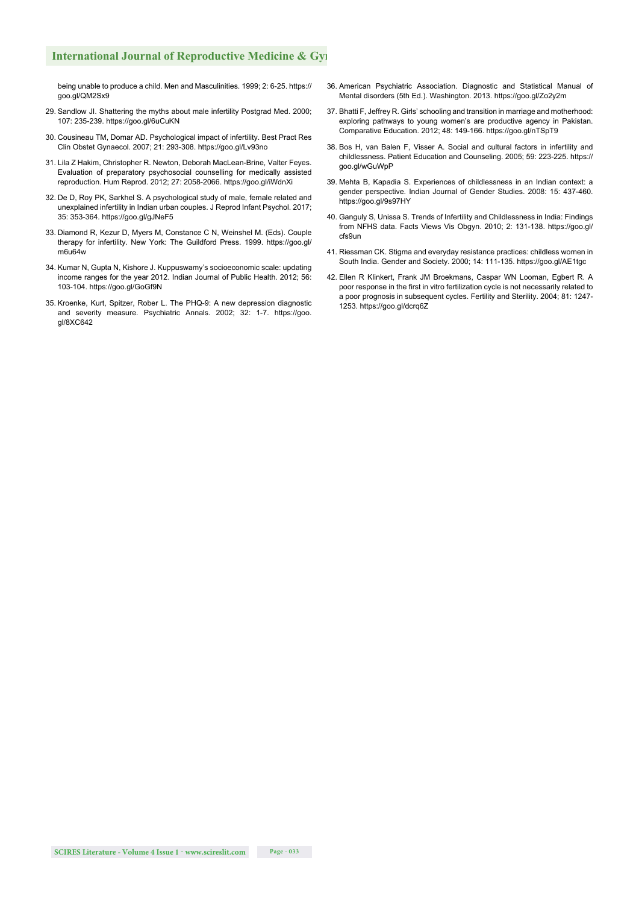being unable to produce a child. Men and Masculinities. 1999; 2: 6-25. https://goo.gl/QM2Sx9

29. Sandlow JI. Shattering the myths about male infertility Postgrad Med. 2000; 107: 235-239. https://goo.gl/6uCuKN
30. Cousineau TM, Domar AD. Psychological impact of infertility. Best Pract Res Clin Obstet Gynaecol. 2007; 21: 293-308. https://goo.gl/Lv93no
31. Lila Z Hakim, Christopher R. Newton, Deborah MacLean-Brine, Valter Feyes. Evaluation of preparatory psychosocial counselling for medically assisted reproduction. Hum Reprod. 2012; 27: 2058-2066. https://goo.gl/iWdnXi
32. De D, Roy PK, Sarkhel S. A psychological study of male, female related and unexplained infertility in Indian urban couples. J Reprod Infant Psychol. 2017; 35: 353-364. https://goo.gl/gJNeF5
33. Diamond R, Kezur D, Myers M, Constance C N, Weinshel M. (Eds). Couple therapy for infertility. New York: The Guildford Press. 1999. https://goo.gl/m6u64w
34. Kumar N, Gupta N, Kishore J. Kuppuswamy's socioeconomic scale: updating income ranges for the year 2012. Indian Journal of Public Health. 2012; 56: 103-104. https://goo.gl/GoGf9N
35. Kroenke, Kurt, Spitzer, Rober L. The PHQ-9: A new depression diagnostic and severity measure. Psychiatric Annals. 2002; 32: 1-7. https://goo.gl/8XC642
36. American Psychiatric Association. Diagnostic and Statistical Manual of Mental disorders (5th Ed.). Washington. 2013. https://goo.gl/Zo2y2m
37. Bhatti F, Jeffrey R. Girls' schooling and transition in marriage and motherhood: exploring pathways to young women's are productive agency in Pakistan. Comparative Education. 2012; 48: 149-166. https://goo.gl/nTSpT9
38. Bos H, van Balen F, Visser A. Social and cultural factors in infertility and childlessness. Patient Education and Counseling. 2005; 59: 223-225. https://goo.gl/wGuWpP
39. Mehta B, Kapadia S. Experiences of childlessness in an Indian context: a gender perspective. Indian Journal of Gender Studies. 2008: 15: 437-460. https://goo.gl/9s97HY
40. Ganguly S, Unissa S. Trends of Infertility and Childlessness in India: Findings from NFHS data. Facts Views Vis Obgyn. 2010; 2: 131-138. https://goo.gl/cfs9un
41. Riessman CK. Stigma and everyday resistance practices: childless women in South India. Gender and Society. 2000; 14: 111-135. https://goo.gl/AE1tgc
42. Ellen R Klinkert, Frank JM Broekmans, Caspar WN Looman, Egbert R. A poor response in the first in vitro fertilization cycle is not necessarily related to a poor prognosis in subsequent cycles. Fertility and Sterility. 2004; 81: 1247-1253. https://goo.gl/dcrq6Z